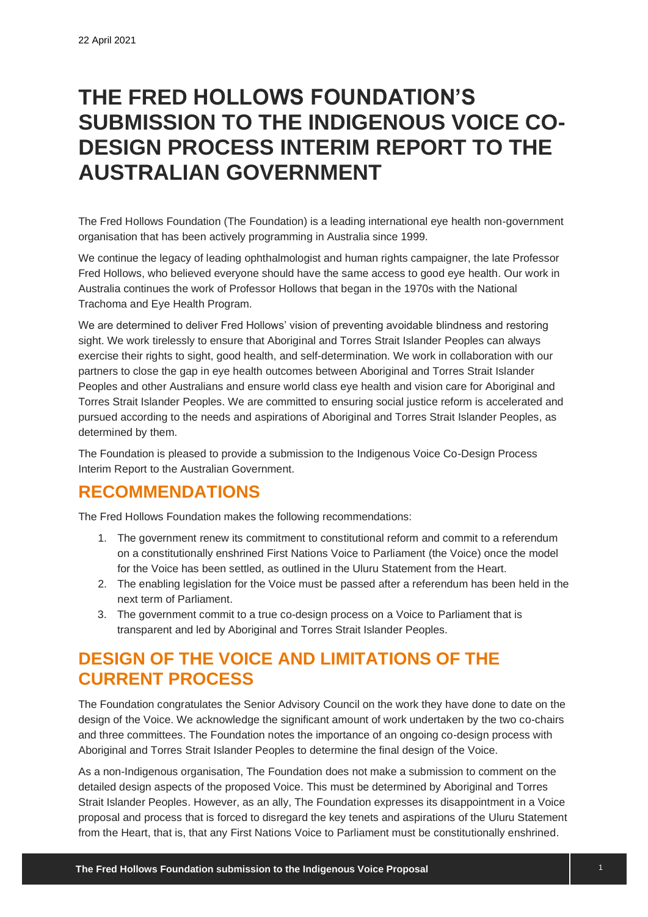22 April 2021

# THE FRED HOLLOWS FOUNDATION'S SUBMISSION TO THE INDIGENOUS VOICE CO-DESIGN PROCESS INTERIM REPORT TO THE AUSTRALIAN GOVERNMENT

The Fred Hollows Foundation (The Foundation) is a leading international eye health non-government organisation that has been actively programming in Australia since 1999.

We continue the legacy of leading ophthalmologist and human rights campaigner, the late Professor Fred Hollows, who believed everyone should have the same access to good eye health. Our work in Australia continues the work of Professor Hollows that began in the 1970s with the National Trachoma and Eye Health Program.

We are determined to deliver Fred Hollows' vision of preventing avoidable blindness and restoring sight. We work tirelessly to ensure that Aboriginal and Torres Strait Islander Peoples can always exercise their rights to sight, good health, and self-determination. We work in collaboration with our partners to close the gap in eye health outcomes between Aboriginal and Torres Strait Islander Peoples and other Australians and ensure world class eye health and vision care for Aboriginal and Torres Strait Islander Peoples. We are committed to ensuring social justice reform is accelerated and pursued according to the needs and aspirations of Aboriginal and Torres Strait Islander Peoples, as determined by them.

The Foundation is pleased to provide a submission to the Indigenous Voice Co-Design Process Interim Report to the Australian Government.

## RECOMMENDATIONS

The Fred Hollows Foundation makes the following recommendations:

1. The government renew its commitment to constitutional reform and commit to a referendum on a constitutionally enshrined First Nations Voice to Parliament (the Voice) once the model for the Voice has been settled, as outlined in the Uluru Statement from the Heart.
2. The enabling legislation for the Voice must be passed after a referendum has been held in the next term of Parliament.
3. The government commit to a true co-design process on a Voice to Parliament that is transparent and led by Aboriginal and Torres Strait Islander Peoples.

## DESIGN OF THE VOICE AND LIMITATIONS OF THE CURRENT PROCESS

The Foundation congratulates the Senior Advisory Council on the work they have done to date on the design of the Voice. We acknowledge the significant amount of work undertaken by the two co-chairs and three committees. The Foundation notes the importance of an ongoing co-design process with Aboriginal and Torres Strait Islander Peoples to determine the final design of the Voice.

As a non-Indigenous organisation, The Foundation does not make a submission to comment on the detailed design aspects of the proposed Voice. This must be determined by Aboriginal and Torres Strait Islander Peoples. However, as an ally, The Foundation expresses its disappointment in a Voice proposal and process that is forced to disregard the key tenets and aspirations of the Uluru Statement from the Heart, that is, that any First Nations Voice to Parliament must be constitutionally enshrined.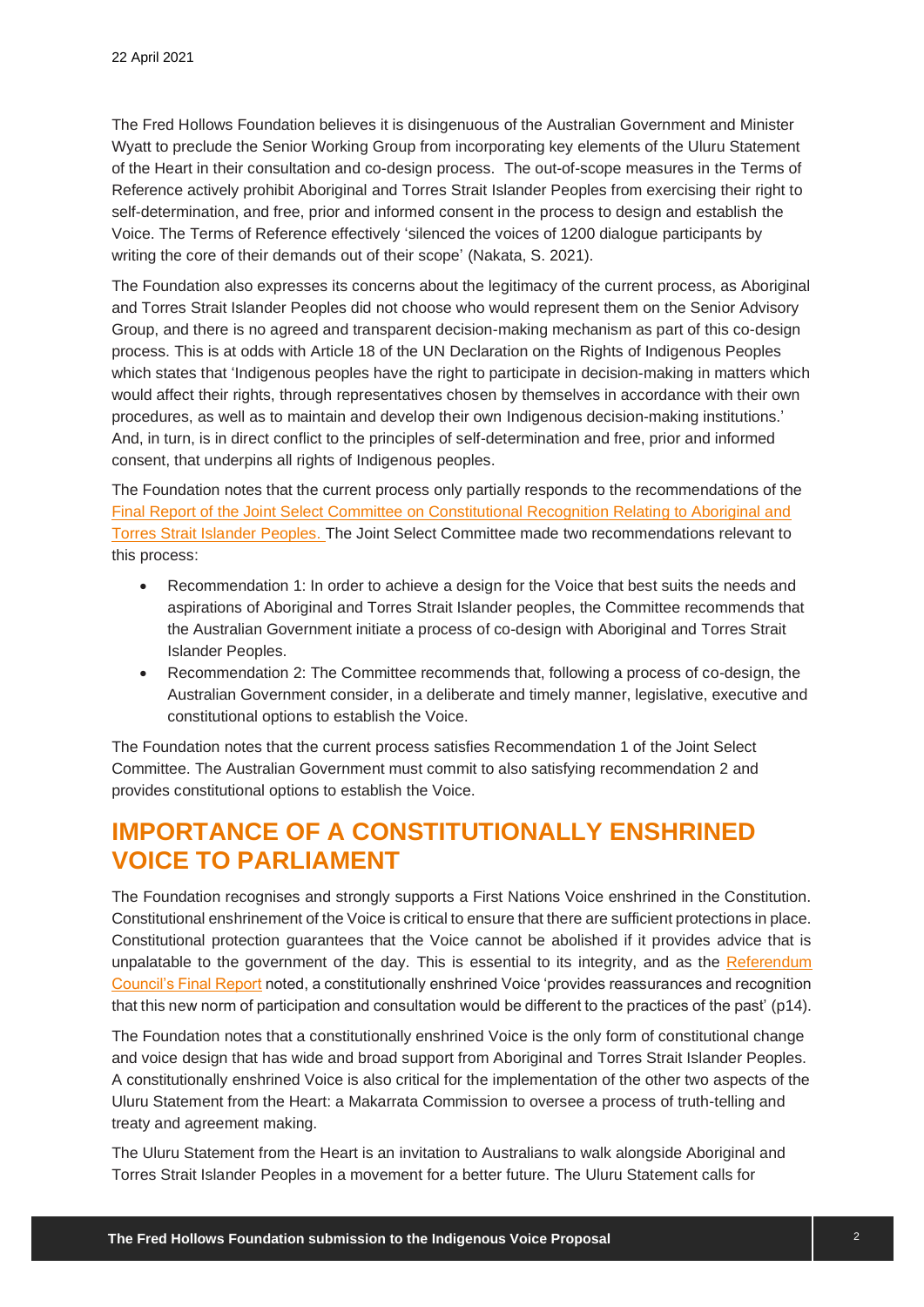22 April 2021

The Fred Hollows Foundation believes it is disingenuous of the Australian Government and Minister Wyatt to preclude the Senior Working Group from incorporating key elements of the Uluru Statement of the Heart in their consultation and co-design process. The out-of-scope measures in the Terms of Reference actively prohibit Aboriginal and Torres Strait Islander Peoples from exercising their right to self-determination, and free, prior and informed consent in the process to design and establish the Voice. The Terms of Reference effectively 'silenced the voices of 1200 dialogue participants by writing the core of their demands out of their scope' (Nakata, S. 2021).

The Foundation also expresses its concerns about the legitimacy of the current process, as Aboriginal and Torres Strait Islander Peoples did not choose who would represent them on the Senior Advisory Group, and there is no agreed and transparent decision-making mechanism as part of this co-design process. This is at odds with Article 18 of the UN Declaration on the Rights of Indigenous Peoples which states that 'Indigenous peoples have the right to participate in decision-making in matters which would affect their rights, through representatives chosen by themselves in accordance with their own procedures, as well as to maintain and develop their own Indigenous decision-making institutions.' And, in turn, is in direct conflict to the principles of self-determination and free, prior and informed consent, that underpins all rights of Indigenous peoples.

The Foundation notes that the current process only partially responds to the recommendations of the Final Report of the Joint Select Committee on Constitutional Recognition Relating to Aboriginal and Torres Strait Islander Peoples. The Joint Select Committee made two recommendations relevant to this process:

- Recommendation 1: In order to achieve a design for the Voice that best suits the needs and aspirations of Aboriginal and Torres Strait Islander peoples, the Committee recommends that the Australian Government initiate a process of co-design with Aboriginal and Torres Strait Islander Peoples.
- Recommendation 2: The Committee recommends that, following a process of co-design, the Australian Government consider, in a deliberate and timely manner, legislative, executive and constitutional options to establish the Voice.

The Foundation notes that the current process satisfies Recommendation 1 of the Joint Select Committee. The Australian Government must commit to also satisfying recommendation 2 and provides constitutional options to establish the Voice.

## IMPORTANCE OF A CONSTITUTIONALLY ENSHRINED VOICE TO PARLIAMENT

The Foundation recognises and strongly supports a First Nations Voice enshrined in the Constitution. Constitutional enshrinement of the Voice is critical to ensure that there are sufficient protections in place. Constitutional protection guarantees that the Voice cannot be abolished if it provides advice that is unpalatable to the government of the day. This is essential to its integrity, and as the Referendum Council's Final Report noted, a constitutionally enshrined Voice 'provides reassurances and recognition that this new norm of participation and consultation would be different to the practices of the past' (p14).

The Foundation notes that a constitutionally enshrined Voice is the only form of constitutional change and voice design that has wide and broad support from Aboriginal and Torres Strait Islander Peoples. A constitutionally enshrined Voice is also critical for the implementation of the other two aspects of the Uluru Statement from the Heart: a Makarrata Commission to oversee a process of truth-telling and treaty and agreement making.

The Uluru Statement from the Heart is an invitation to Australians to walk alongside Aboriginal and Torres Strait Islander Peoples in a movement for a better future. The Uluru Statement calls for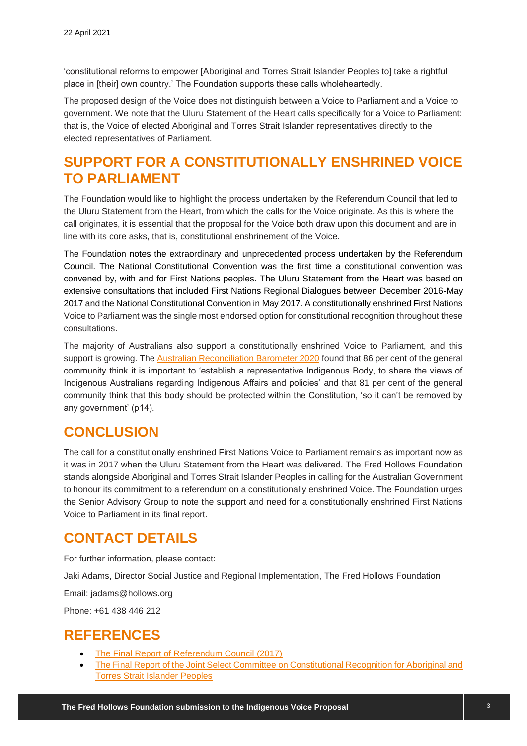'constitutional reforms to empower [Aboriginal and Torres Strait Islander Peoples to] take a rightful place in [their] own country.' The Foundation supports these calls wholeheartedly.

The proposed design of the Voice does not distinguish between a Voice to Parliament and a Voice to government. We note that the Uluru Statement of the Heart calls specifically for a Voice to Parliament: that is, the Voice of elected Aboriginal and Torres Strait Islander representatives directly to the elected representatives of Parliament.

## SUPPORT FOR A CONSTITUTIONALLY ENSHRINED VOICE TO PARLIAMENT

The Foundation would like to highlight the process undertaken by the Referendum Council that led to the Uluru Statement from the Heart, from which the calls for the Voice originate. As this is where the call originates, it is essential that the proposal for the Voice both draw upon this document and are in line with its core asks, that is, constitutional enshrinement of the Voice.

The Foundation notes the extraordinary and unprecedented process undertaken by the Referendum Council. The National Constitutional Convention was the first time a constitutional convention was convened by, with and for First Nations peoples. The Uluru Statement from the Heart was based on extensive consultations that included First Nations Regional Dialogues between December 2016-May 2017 and the National Constitutional Convention in May 2017. A constitutionally enshrined First Nations Voice to Parliament was the single most endorsed option for constitutional recognition throughout these consultations.

The majority of Australians also support a constitutionally enshrined Voice to Parliament, and this support is growing. The Australian Reconciliation Barometer 2020 found that 86 per cent of the general community think it is important to 'establish a representative Indigenous Body, to share the views of Indigenous Australians regarding Indigenous Affairs and policies' and that 81 per cent of the general community think that this body should be protected within the Constitution, 'so it can't be removed by any government' (p14).

## CONCLUSION

The call for a constitutionally enshrined First Nations Voice to Parliament remains as important now as it was in 2017 when the Uluru Statement from the Heart was delivered. The Fred Hollows Foundation stands alongside Aboriginal and Torres Strait Islander Peoples in calling for the Australian Government to honour its commitment to a referendum on a constitutionally enshrined Voice. The Foundation urges the Senior Advisory Group to note the support and need for a constitutionally enshrined First Nations Voice to Parliament in its final report.

## CONTACT DETAILS

For further information, please contact:

Jaki Adams, Director Social Justice and Regional Implementation, The Fred Hollows Foundation

Email: jadams@hollows.org

Phone: +61 438 446 212

## REFERENCES

- The Final Report of Referendum Council (2017)
- The Final Report of the Joint Select Committee on Constitutional Recognition for Aboriginal and Torres Strait Islander Peoples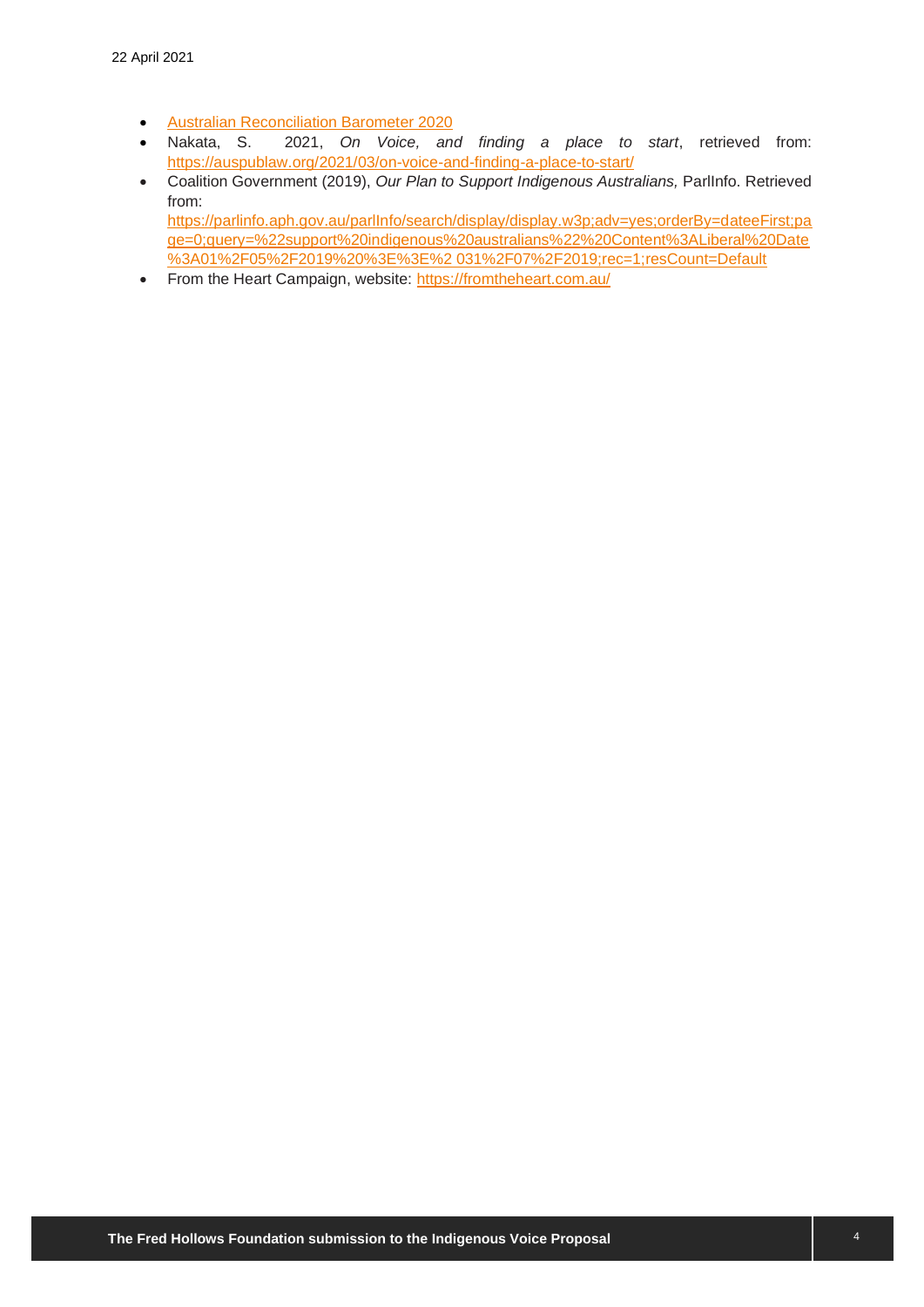- Australian Reconciliation Barometer 2020
- Nakata, S. 2021, *On Voice, and finding a place to start*, retrieved from: https://auspublaw.org/2021/03/on-voice-and-finding-a-place-to-start/
- Coalition Government (2019), *Our Plan to Support Indigenous Australians,* ParlInfo. Retrieved from: https://parlinfo.aph.gov.au/parlInfo/search/display/display.w3p;adv=yes;orderBy=dateeFirst;page=0;query=%22support%20indigenous%20australians%22%20Content%3ALiberal%20Date%3A01%2F05%2F2019%20%3E%3E%2 031%2F07%2F2019;rec=1;resCount=Default
- From the Heart Campaign, website: https://fromtheheart.com.au/